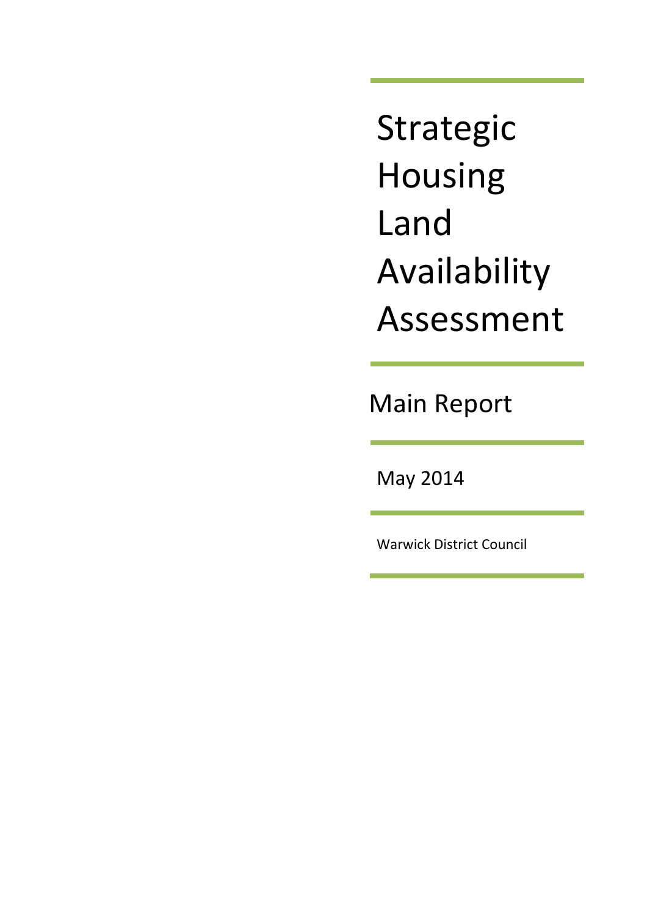# Strategic Housing Land Availability Assessment

## Main Report

May 2014

Warwick District Council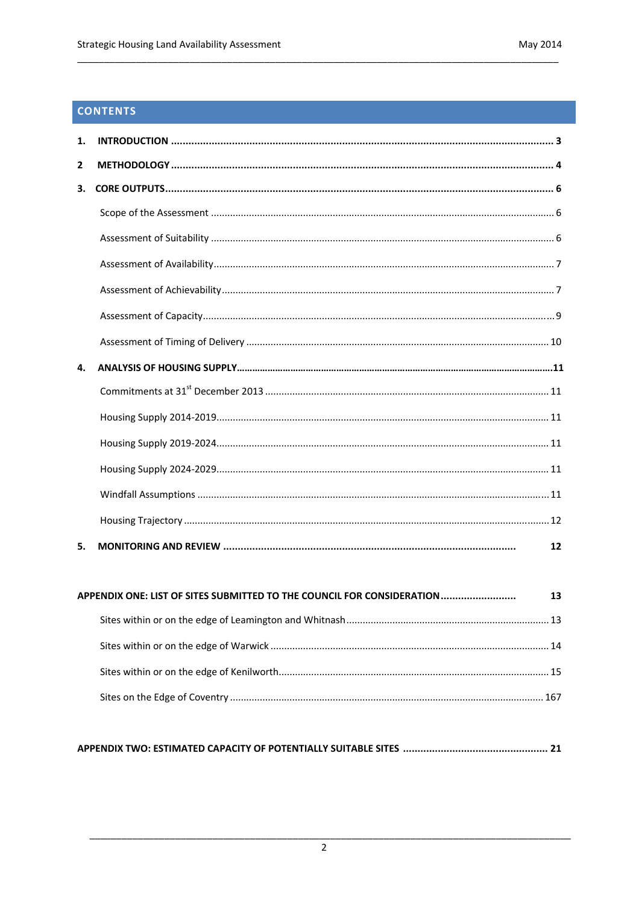## CONTENTS

**1. INTRODUCTION** .................................................................................................... **3**

**2 METHODOLOGY** .................................................................................................... **4**

**3. CORE OUTPUTS** .................................................................................................... **6**

Scope of the Assessment .................................................................................................... 6

Assessment of Suitability .................................................................................................... 6

Assessment of Availability .................................................................................................... 7

Assessment of Achievability .................................................................................................... 7

Assessment of Capacity .................................................................................................... 9

Assessment of Timing of Delivery .................................................................................................... 10

**4. ANALYSIS OF HOUSING SUPPLY** .................................................................................................... **11**

Commitments at 31st December 2013 .................................................................................................... 11

Housing Supply 2014-2019 .................................................................................................... 11

Housing Supply 2019-2024 .................................................................................................... 11

Housing Supply 2024-2029 .................................................................................................... 11

Windfall Assumptions .................................................................................................... 11

Housing Trajectory .................................................................................................... 12

**5. MONITORING AND REVIEW** .................................................................................................... **12**

**APPENDIX ONE: LIST OF SITES SUBMITTED TO THE COUNCIL FOR CONSIDERATION** .......................... **13**

Sites within or on the edge of Leamington and Whitnash .................................................................................................... 13

Sites within or on the edge of Warwick .................................................................................................... 14

Sites within or on the edge of Kenilworth .................................................................................................... 15

Sites on the Edge of Coventry .................................................................................................... 167

**APPENDIX TWO: ESTIMATED CAPACITY OF POTENTIALLY SUITABLE SITES** .................................................................................................... **21**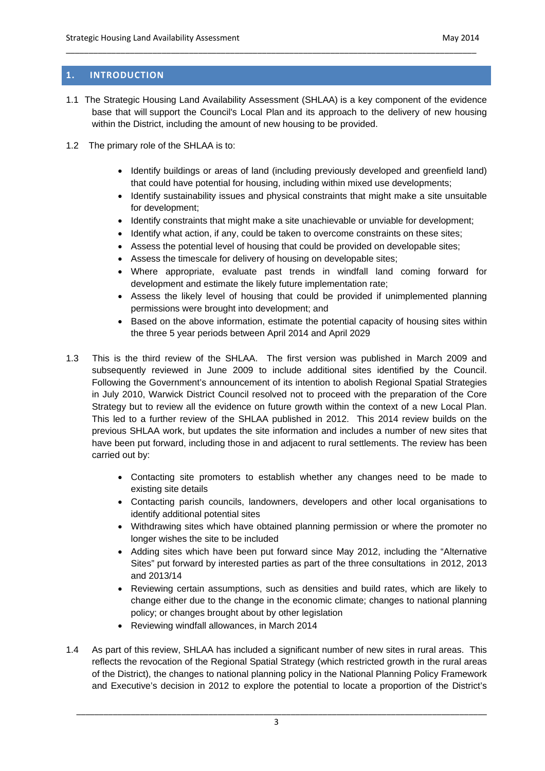## 1. INTRODUCTION

1.1 The Strategic Housing Land Availability Assessment (SHLAA) is a key component of the evidence base that will support the Council's Local Plan and its approach to the delivery of new housing within the District, including the amount of new housing to be provided.

1.2 The primary role of the SHLAA is to:

- Identify buildings or areas of land (including previously developed and greenfield land) that could have potential for housing, including within mixed use developments;
- Identify sustainability issues and physical constraints that might make a site unsuitable for development;
- Identify constraints that might make a site unachievable or unviable for development;
- Identify what action, if any, could be taken to overcome constraints on these sites;
- Assess the potential level of housing that could be provided on developable sites;
- Assess the timescale for delivery of housing on developable sites;
- Where appropriate, evaluate past trends in windfall land coming forward for development and estimate the likely future implementation rate;
- Assess the likely level of housing that could be provided if unimplemented planning permissions were brought into development; and
- Based on the above information, estimate the potential capacity of housing sites within the three 5 year periods between April 2014 and April 2029

1.3 This is the third review of the SHLAA. The first version was published in March 2009 and subsequently reviewed in June 2009 to include additional sites identified by the Council. Following the Government's announcement of its intention to abolish Regional Spatial Strategies in July 2010, Warwick District Council resolved not to proceed with the preparation of the Core Strategy but to review all the evidence on future growth within the context of a new Local Plan. This led to a further review of the SHLAA published in 2012. This 2014 review builds on the previous SHLAA work, but updates the site information and includes a number of new sites that have been put forward, including those in and adjacent to rural settlements. The review has been carried out by:

- Contacting site promoters to establish whether any changes need to be made to existing site details
- Contacting parish councils, landowners, developers and other local organisations to identify additional potential sites
- Withdrawing sites which have obtained planning permission or where the promoter no longer wishes the site to be included
- Adding sites which have been put forward since May 2012, including the "Alternative Sites" put forward by interested parties as part of the three consultations in 2012, 2013 and 2013/14
- Reviewing certain assumptions, such as densities and build rates, which are likely to change either due to the change in the economic climate; changes to national planning policy; or changes brought about by other legislation
- Reviewing windfall allowances, in March 2014

1.4 As part of this review, SHLAA has included a significant number of new sites in rural areas. This reflects the revocation of the Regional Spatial Strategy (which restricted growth in the rural areas of the District), the changes to national planning policy in the National Planning Policy Framework and Executive's decision in 2012 to explore the potential to locate a proportion of the District's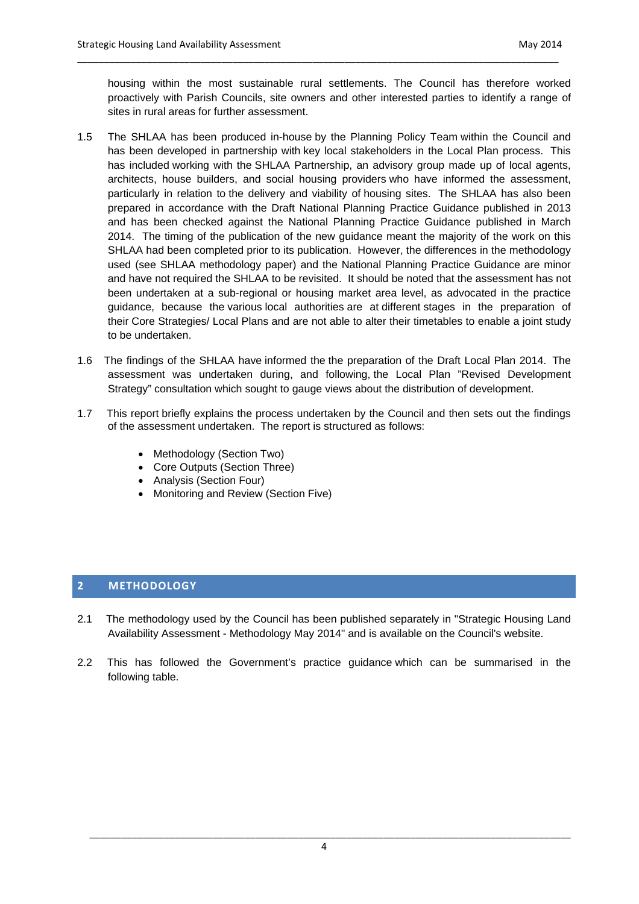housing within the most sustainable rural settlements. The Council has therefore worked proactively with Parish Councils, site owners and other interested parties to identify a range of sites in rural areas for further assessment.

1.5 The SHLAA has been produced in-house by the Planning Policy Team within the Council and has been developed in partnership with key local stakeholders in the Local Plan process. This has included working with the SHLAA Partnership, an advisory group made up of local agents, architects, house builders, and social housing providers who have informed the assessment, particularly in relation to the delivery and viability of housing sites. The SHLAA has also been prepared in accordance with the Draft National Planning Practice Guidance published in 2013 and has been checked against the National Planning Practice Guidance published in March 2014. The timing of the publication of the new guidance meant the majority of the work on this SHLAA had been completed prior to its publication. However, the differences in the methodology used (see SHLAA methodology paper) and the National Planning Practice Guidance are minor and have not required the SHLAA to be revisited. It should be noted that the assessment has not been undertaken at a sub-regional or housing market area level, as advocated in the practice guidance, because the various local authorities are at different stages in the preparation of their Core Strategies/ Local Plans and are not able to alter their timetables to enable a joint study to be undertaken.

1.6 The findings of the SHLAA have informed the the preparation of the Draft Local Plan 2014. The assessment was undertaken during, and following, the Local Plan "Revised Development Strategy" consultation which sought to gauge views about the distribution of development.

1.7 This report briefly explains the process undertaken by the Council and then sets out the findings of the assessment undertaken. The report is structured as follows:

- Methodology (Section Two)
- Core Outputs (Section Three)
- Analysis (Section Four)
- Monitoring and Review (Section Five)

## 2 METHODOLOGY

2.1 The methodology used by the Council has been published separately in "Strategic Housing Land Availability Assessment - Methodology May 2014" and is available on the Council's website.

2.2 This has followed the Government's practice guidance which can be summarised in the following table.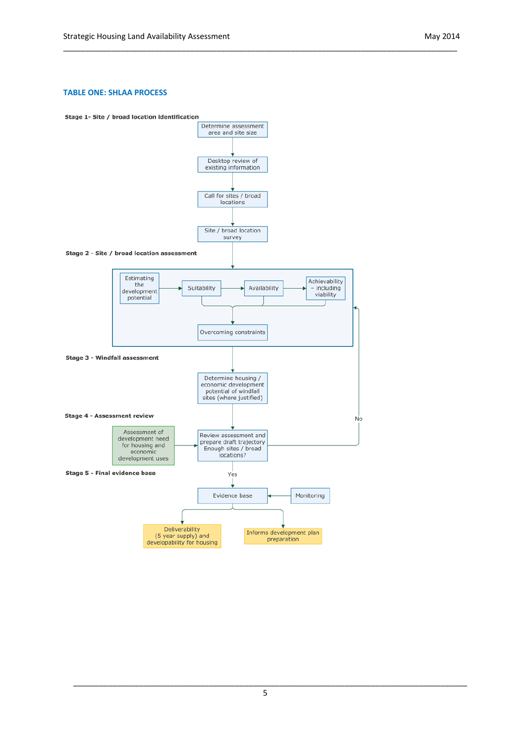## TABLE ONE: SHLAA PROCESS

**Stage 1- Site / broad location identification**

Determine assessment area and site size

Desktop review of existing information

Call for sites / broad locations

Site / broad location survey

**Stage 2 - Site / broad location assessment**

Estimating the development potential

Suitability

Availability

Achievability – including viability

Overcoming constraints

**Stage 3 - Windfall assessment**

Determine housing / economic development potential of windfall sites (where justified)

**Stage 4 - Assessment review**

Assessment of development need for housing and economic development uses

Review assessment and prepare draft trajectory Enough sites / broad locations?

No

Yes

**Stage 5 - Final evidence base**

Evidence base

Monitoring

Deliverability (5 year supply) and developability for housing

Informs development plan preparation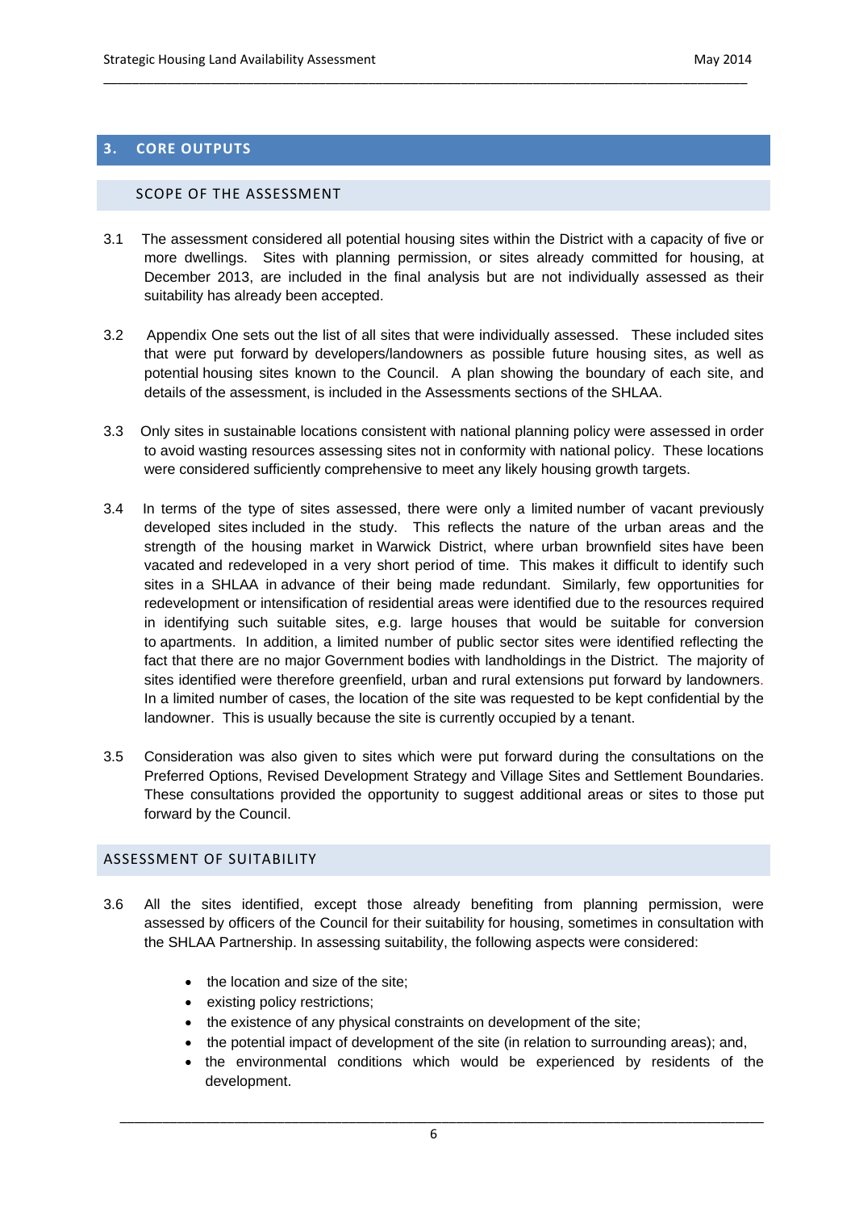## 3. CORE OUTPUTS

### SCOPE OF THE ASSESSMENT

3.1 The assessment considered all potential housing sites within the District with a capacity of five or more dwellings. Sites with planning permission, or sites already committed for housing, at December 2013, are included in the final analysis but are not individually assessed as their suitability has already been accepted.

3.2 Appendix One sets out the list of all sites that were individually assessed. These included sites that were put forward by developers/landowners as possible future housing sites, as well as potential housing sites known to the Council. A plan showing the boundary of each site, and details of the assessment, is included in the Assessments sections of the SHLAA.

3.3 Only sites in sustainable locations consistent with national planning policy were assessed in order to avoid wasting resources assessing sites not in conformity with national policy. These locations were considered sufficiently comprehensive to meet any likely housing growth targets.

3.4 In terms of the type of sites assessed, there were only a limited number of vacant previously developed sites included in the study. This reflects the nature of the urban areas and the strength of the housing market in Warwick District, where urban brownfield sites have been vacated and redeveloped in a very short period of time. This makes it difficult to identify such sites in a SHLAA in advance of their being made redundant. Similarly, few opportunities for redevelopment or intensification of residential areas were identified due to the resources required in identifying such suitable sites, e.g. large houses that would be suitable for conversion to apartments. In addition, a limited number of public sector sites were identified reflecting the fact that there are no major Government bodies with landholdings in the District. The majority of sites identified were therefore greenfield, urban and rural extensions put forward by landowners. In a limited number of cases, the location of the site was requested to be kept confidential by the landowner. This is usually because the site is currently occupied by a tenant.

3.5 Consideration was also given to sites which were put forward during the consultations on the Preferred Options, Revised Development Strategy and Village Sites and Settlement Boundaries. These consultations provided the opportunity to suggest additional areas or sites to those put forward by the Council.

### ASSESSMENT OF SUITABILITY

3.6 All the sites identified, except those already benefiting from planning permission, were assessed by officers of the Council for their suitability for housing, sometimes in consultation with the SHLAA Partnership. In assessing suitability, the following aspects were considered:

- the location and size of the site;
- existing policy restrictions;
- the existence of any physical constraints on development of the site;
- the potential impact of development of the site (in relation to surrounding areas); and,
- the environmental conditions which would be experienced by residents of the development.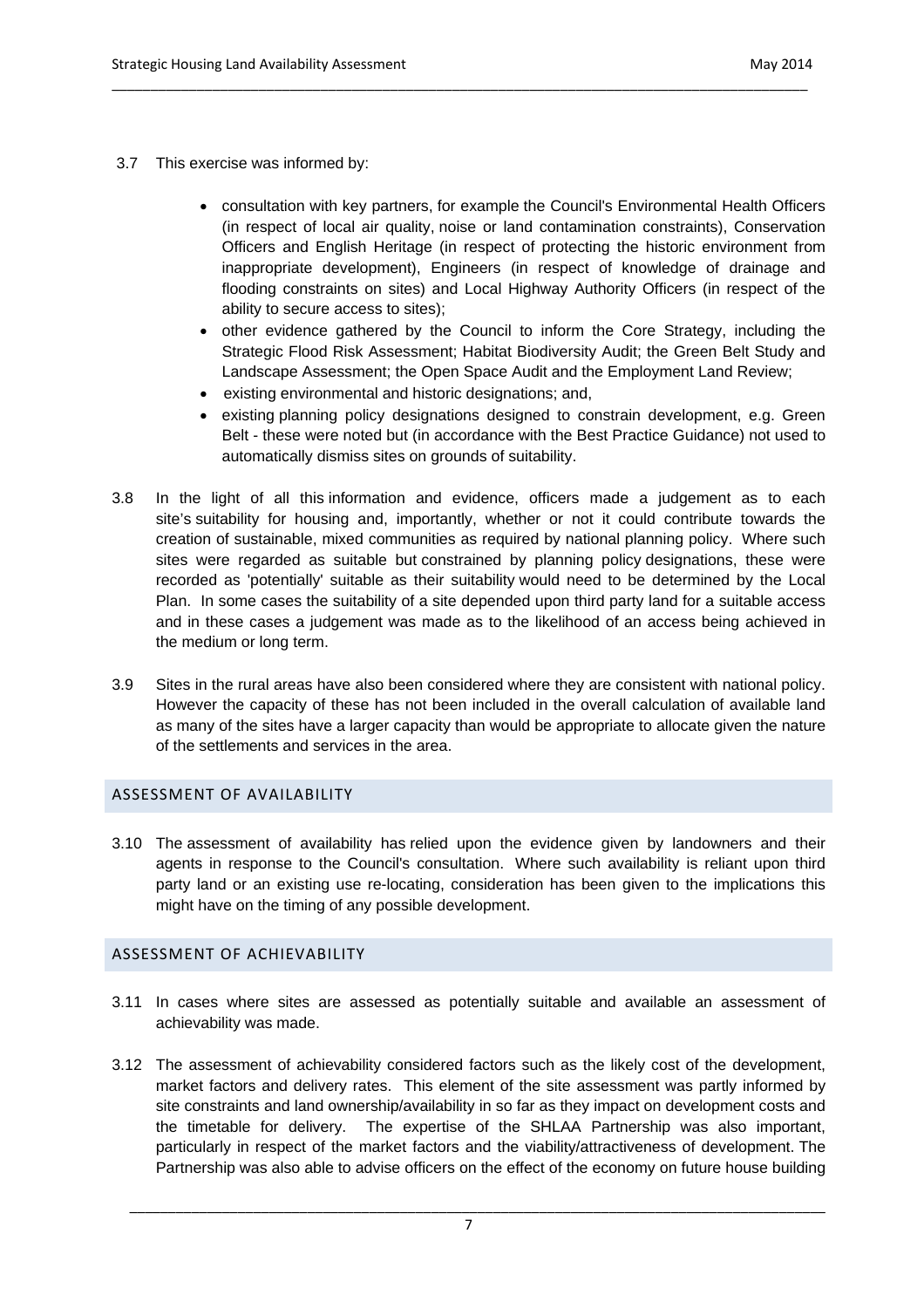3.7 This exercise was informed by:

- consultation with key partners, for example the Council's Environmental Health Officers (in respect of local air quality, noise or land contamination constraints), Conservation Officers and English Heritage (in respect of protecting the historic environment from inappropriate development), Engineers (in respect of knowledge of drainage and flooding constraints on sites) and Local Highway Authority Officers (in respect of the ability to secure access to sites);
- other evidence gathered by the Council to inform the Core Strategy, including the Strategic Flood Risk Assessment; Habitat Biodiversity Audit; the Green Belt Study and Landscape Assessment; the Open Space Audit and the Employment Land Review;
- existing environmental and historic designations; and,
- existing planning policy designations designed to constrain development, e.g. Green Belt - these were noted but (in accordance with the Best Practice Guidance) not used to automatically dismiss sites on grounds of suitability.

3.8 In the light of all this information and evidence, officers made a judgement as to each site's suitability for housing and, importantly, whether or not it could contribute towards the creation of sustainable, mixed communities as required by national planning policy. Where such sites were regarded as suitable but constrained by planning policy designations, these were recorded as 'potentially' suitable as their suitability would need to be determined by the Local Plan. In some cases the suitability of a site depended upon third party land for a suitable access and in these cases a judgement was made as to the likelihood of an access being achieved in the medium or long term.

3.9 Sites in the rural areas have also been considered where they are consistent with national policy. However the capacity of these has not been included in the overall calculation of available land as many of the sites have a larger capacity than would be appropriate to allocate given the nature of the settlements and services in the area.

## ASSESSMENT OF AVAILABILITY

3.10 The assessment of availability has relied upon the evidence given by landowners and their agents in response to the Council's consultation. Where such availability is reliant upon third party land or an existing use re-locating, consideration has been given to the implications this might have on the timing of any possible development.

## ASSESSMENT OF ACHIEVABILITY

3.11 In cases where sites are assessed as potentially suitable and available an assessment of achievability was made.

3.12 The assessment of achievability considered factors such as the likely cost of the development, market factors and delivery rates. This element of the site assessment was partly informed by site constraints and land ownership/availability in so far as they impact on development costs and the timetable for delivery. The expertise of the SHLAA Partnership was also important, particularly in respect of the market factors and the viability/attractiveness of development. The Partnership was also able to advise officers on the effect of the economy on future house building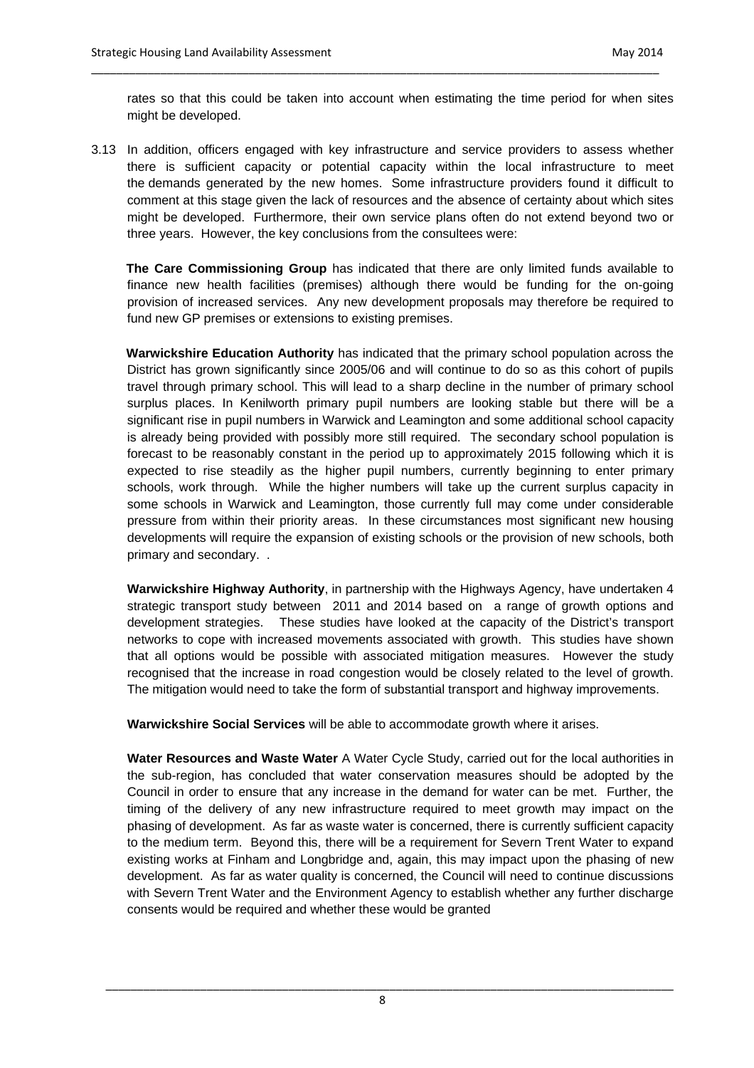rates so that this could be taken into account when estimating the time period for when sites might be developed.

3.13 In addition, officers engaged with key infrastructure and service providers to assess whether there is sufficient capacity or potential capacity within the local infrastructure to meet the demands generated by the new homes. Some infrastructure providers found it difficult to comment at this stage given the lack of resources and the absence of certainty about which sites might be developed. Furthermore, their own service plans often do not extend beyond two or three years. However, the key conclusions from the consultees were:

**The Care Commissioning Group** has indicated that there are only limited funds available to finance new health facilities (premises) although there would be funding for the on-going provision of increased services. Any new development proposals may therefore be required to fund new GP premises or extensions to existing premises.

**Warwickshire Education Authority** has indicated that the primary school population across the District has grown significantly since 2005/06 and will continue to do so as this cohort of pupils travel through primary school. This will lead to a sharp decline in the number of primary school surplus places. In Kenilworth primary pupil numbers are looking stable but there will be a significant rise in pupil numbers in Warwick and Leamington and some additional school capacity is already being provided with possibly more still required. The secondary school population is forecast to be reasonably constant in the period up to approximately 2015 following which it is expected to rise steadily as the higher pupil numbers, currently beginning to enter primary schools, work through. While the higher numbers will take up the current surplus capacity in some schools in Warwick and Leamington, those currently full may come under considerable pressure from within their priority areas. In these circumstances most significant new housing developments will require the expansion of existing schools or the provision of new schools, both primary and secondary. .

**Warwickshire Highway Authority**, in partnership with the Highways Agency, have undertaken 4 strategic transport study between 2011 and 2014 based on a range of growth options and development strategies. These studies have looked at the capacity of the District's transport networks to cope with increased movements associated with growth. This studies have shown that all options would be possible with associated mitigation measures. However the study recognised that the increase in road congestion would be closely related to the level of growth. The mitigation would need to take the form of substantial transport and highway improvements.

**Warwickshire Social Services** will be able to accommodate growth where it arises.

**Water Resources and Waste Water** A Water Cycle Study, carried out for the local authorities in the sub-region, has concluded that water conservation measures should be adopted by the Council in order to ensure that any increase in the demand for water can be met. Further, the timing of the delivery of any new infrastructure required to meet growth may impact on the phasing of development. As far as waste water is concerned, there is currently sufficient capacity to the medium term. Beyond this, there will be a requirement for Severn Trent Water to expand existing works at Finham and Longbridge and, again, this may impact upon the phasing of new development. As far as water quality is concerned, the Council will need to continue discussions with Severn Trent Water and the Environment Agency to establish whether any further discharge consents would be required and whether these would be granted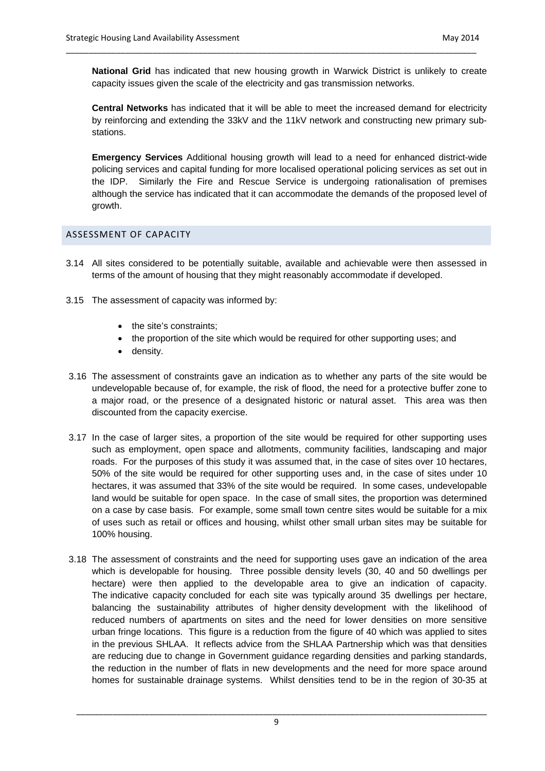**National Grid** has indicated that new housing growth in Warwick District is unlikely to create capacity issues given the scale of the electricity and gas transmission networks.

**Central Networks** has indicated that it will be able to meet the increased demand for electricity by reinforcing and extending the 33kV and the 11kV network and constructing new primary sub-stations.

**Emergency Services** Additional housing growth will lead to a need for enhanced district-wide policing services and capital funding for more localised operational policing services as set out in the IDP. Similarly the Fire and Rescue Service is undergoing rationalisation of premises although the service has indicated that it can accommodate the demands of the proposed level of growth.

## ASSESSMENT OF CAPACITY

3.14 All sites considered to be potentially suitable, available and achievable were then assessed in terms of the amount of housing that they might reasonably accommodate if developed.

3.15 The assessment of capacity was informed by:

- the site's constraints;
- the proportion of the site which would be required for other supporting uses; and
- density.

3.16 The assessment of constraints gave an indication as to whether any parts of the site would be undevelopable because of, for example, the risk of flood, the need for a protective buffer zone to a major road, or the presence of a designated historic or natural asset. This area was then discounted from the capacity exercise.

3.17 In the case of larger sites, a proportion of the site would be required for other supporting uses such as employment, open space and allotments, community facilities, landscaping and major roads. For the purposes of this study it was assumed that, in the case of sites over 10 hectares, 50% of the site would be required for other supporting uses and, in the case of sites under 10 hectares, it was assumed that 33% of the site would be required. In some cases, undevelopable land would be suitable for open space. In the case of small sites, the proportion was determined on a case by case basis. For example, some small town centre sites would be suitable for a mix of uses such as retail or offices and housing, whilst other small urban sites may be suitable for 100% housing.

3.18 The assessment of constraints and the need for supporting uses gave an indication of the area which is developable for housing. Three possible density levels (30, 40 and 50 dwellings per hectare) were then applied to the developable area to give an indication of capacity. The indicative capacity concluded for each site was typically around 35 dwellings per hectare, balancing the sustainability attributes of higher density development with the likelihood of reduced numbers of apartments on sites and the need for lower densities on more sensitive urban fringe locations. This figure is a reduction from the figure of 40 which was applied to sites in the previous SHLAA. It reflects advice from the SHLAA Partnership which was that densities are reducing due to change in Government guidance regarding densities and parking standards, the reduction in the number of flats in new developments and the need for more space around homes for sustainable drainage systems. Whilst densities tend to be in the region of 30-35 at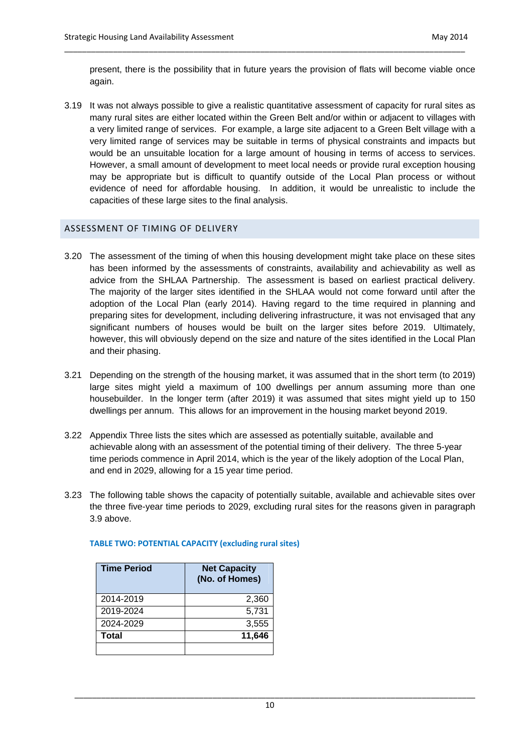present, there is the possibility that in future years the provision of flats will become viable once again.

3.19 It was not always possible to give a realistic quantitative assessment of capacity for rural sites as many rural sites are either located within the Green Belt and/or within or adjacent to villages with a very limited range of services. For example, a large site adjacent to a Green Belt village with a very limited range of services may be suitable in terms of physical constraints and impacts but would be an unsuitable location for a large amount of housing in terms of access to services. However, a small amount of development to meet local needs or provide rural exception housing may be appropriate but is difficult to quantify outside of the Local Plan process or without evidence of need for affordable housing. In addition, it would be unrealistic to include the capacities of these large sites to the final analysis.

## ASSESSMENT OF TIMING OF DELIVERY

3.20 The assessment of the timing of when this housing development might take place on these sites has been informed by the assessments of constraints, availability and achievability as well as advice from the SHLAA Partnership. The assessment is based on earliest practical delivery. The majority of the larger sites identified in the SHLAA would not come forward until after the adoption of the Local Plan (early 2014). Having regard to the time required in planning and preparing sites for development, including delivering infrastructure, it was not envisaged that any significant numbers of houses would be built on the larger sites before 2019. Ultimately, however, this will obviously depend on the size and nature of the sites identified in the Local Plan and their phasing.

3.21 Depending on the strength of the housing market, it was assumed that in the short term (to 2019) large sites might yield a maximum of 100 dwellings per annum assuming more than one housebuilder. In the longer term (after 2019) it was assumed that sites might yield up to 150 dwellings per annum. This allows for an improvement in the housing market beyond 2019.

3.22 Appendix Three lists the sites which are assessed as potentially suitable, available and achievable along with an assessment of the potential timing of their delivery. The three 5-year time periods commence in April 2014, which is the year of the likely adoption of the Local Plan, and end in 2029, allowing for a 15 year time period.

3.23 The following table shows the capacity of potentially suitable, available and achievable sites over the three five-year time periods to 2029, excluding rural sites for the reasons given in paragraph 3.9 above.

**TABLE TWO: POTENTIAL CAPACITY (excluding rural sites)**

| Time Period | Net Capacity (No. of Homes) |
|---|---:|
| 2014-2019 | 2,360 |
| 2019-2024 | 5,731 |
| 2024-2029 | 3,555 |
| **Total** | **11,646** |
| | |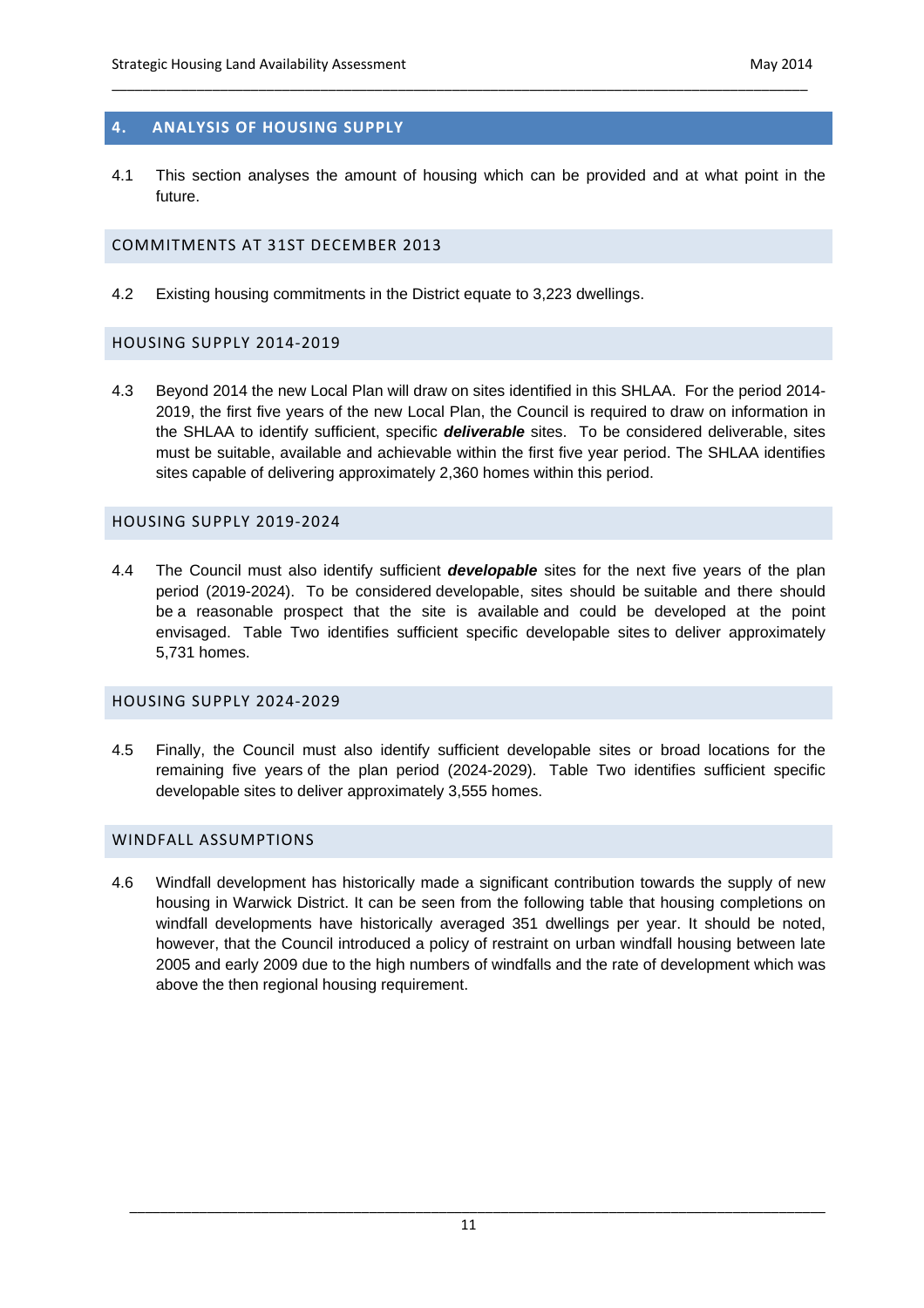## 4. ANALYSIS OF HOUSING SUPPLY

4.1 This section analyses the amount of housing which can be provided and at what point in the future.

### COMMITMENTS AT 31ST DECEMBER 2013

4.2 Existing housing commitments in the District equate to 3,223 dwellings.

### HOUSING SUPPLY 2014-2019

4.3 Beyond 2014 the new Local Plan will draw on sites identified in this SHLAA. For the period 2014-2019, the first five years of the new Local Plan, the Council is required to draw on information in the SHLAA to identify sufficient, specific ***deliverable*** sites. To be considered deliverable, sites must be suitable, available and achievable within the first five year period. The SHLAA identifies sites capable of delivering approximately 2,360 homes within this period.

### HOUSING SUPPLY 2019-2024

4.4 The Council must also identify sufficient ***developable*** sites for the next five years of the plan period (2019-2024). To be considered developable, sites should be suitable and there should be a reasonable prospect that the site is available and could be developed at the point envisaged. Table Two identifies sufficient specific developable sites to deliver approximately 5,731 homes.

### HOUSING SUPPLY 2024-2029

4.5 Finally, the Council must also identify sufficient developable sites or broad locations for the remaining five years of the plan period (2024-2029). Table Two identifies sufficient specific developable sites to deliver approximately 3,555 homes.

### WINDFALL ASSUMPTIONS

4.6 Windfall development has historically made a significant contribution towards the supply of new housing in Warwick District. It can be seen from the following table that housing completions on windfall developments have historically averaged 351 dwellings per year. It should be noted, however, that the Council introduced a policy of restraint on urban windfall housing between late 2005 and early 2009 due to the high numbers of windfalls and the rate of development which was above the then regional housing requirement.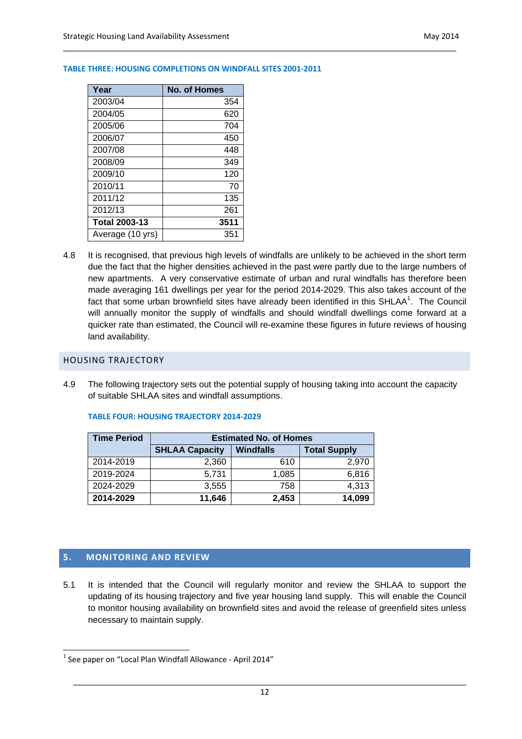**TABLE THREE: HOUSING COMPLETIONS ON WINDFALL SITES 2001-2011**

| Year | No. of Homes |
|---|---|
| 2003/04 | 354 |
| 2004/05 | 620 |
| 2005/06 | 704 |
| 2006/07 | 450 |
| 2007/08 | 448 |
| 2008/09 | 349 |
| 2009/10 | 120 |
| 2010/11 | 70 |
| 2011/12 | 135 |
| 2012/13 | 261 |
| **Total 2003-13** | **3511** |
| Average (10 yrs) | 351 |

4.8 It is recognised, that previous high levels of windfalls are unlikely to be achieved in the short term due the fact that the higher densities achieved in the past were partly due to the large numbers of new apartments. A very conservative estimate of urban and rural windfalls has therefore been made averaging 161 dwellings per year for the period 2014-2029. This also takes account of the fact that some urban brownfield sites have already been identified in this SHLAA[1]. The Council will annually monitor the supply of windfalls and should windfall dwellings come forward at a quicker rate than estimated, the Council will re-examine these figures in future reviews of housing land availability.

## HOUSING TRAJECTORY

4.9 The following trajectory sets out the potential supply of housing taking into account the capacity of suitable SHLAA sites and windfall assumptions.

**TABLE FOUR: HOUSING TRAJECTORY 2014-2029**

| Time Period | Estimated No. of Homes | | |
|---|---|---|---|
| | SHLAA Capacity | Windfalls | Total Supply |
| 2014-2019 | 2,360 | 610 | 2,970 |
| 2019-2024 | 5,731 | 1,085 | 6,816 |
| 2024-2029 | 3,555 | 758 | 4,313 |
| **2014-2029** | **11,646** | **2,453** | **14,099** |

## 5. MONITORING AND REVIEW

5.1 It is intended that the Council will regularly monitor and review the SHLAA to support the updating of its housing trajectory and five year housing land supply. This will enable the Council to monitor housing availability on brownfield sites and avoid the release of greenfield sites unless necessary to maintain supply.

[1] See paper on "Local Plan Windfall Allowance - April 2014"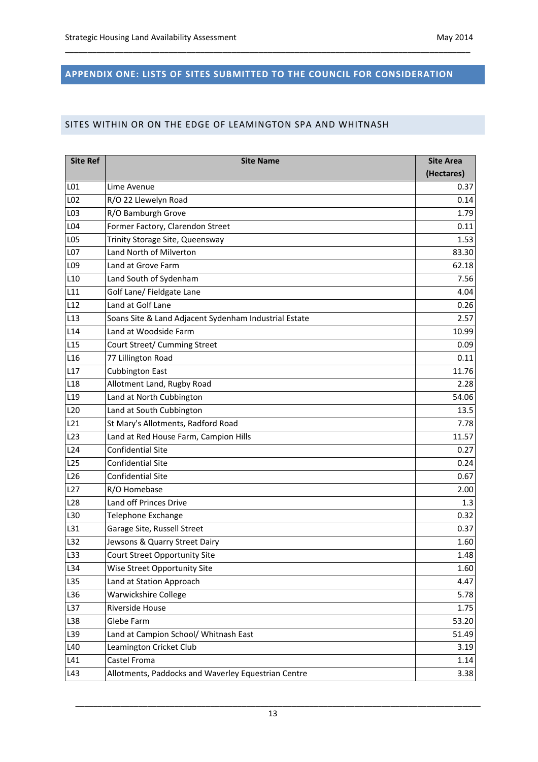## APPENDIX ONE: LISTS OF SITES SUBMITTED TO THE COUNCIL FOR CONSIDERATION

### SITES WITHIN OR ON THE EDGE OF LEAMINGTON SPA AND WHITNASH

| Site Ref | Site Name | Site Area (Hectares) |
|---|---|---|
| L01 | Lime Avenue | 0.37 |
| L02 | R/O 22 Llewelyn Road | 0.14 |
| L03 | R/O Bamburgh Grove | 1.79 |
| L04 | Former Factory, Clarendon Street | 0.11 |
| L05 | Trinity Storage Site, Queensway | 1.53 |
| L07 | Land North of Milverton | 83.30 |
| L09 | Land at Grove Farm | 62.18 |
| L10 | Land South of Sydenham | 7.56 |
| L11 | Golf Lane/ Fieldgate Lane | 4.04 |
| L12 | Land at Golf Lane | 0.26 |
| L13 | Soans Site & Land Adjacent Sydenham Industrial Estate | 2.57 |
| L14 | Land at Woodside Farm | 10.99 |
| L15 | Court Street/ Cumming Street | 0.09 |
| L16 | 77 Lillington Road | 0.11 |
| L17 | Cubbington East | 11.76 |
| L18 | Allotment Land, Rugby Road | 2.28 |
| L19 | Land at North Cubbington | 54.06 |
| L20 | Land at South Cubbington | 13.5 |
| L21 | St Mary's Allotments, Radford Road | 7.78 |
| L23 | Land at Red House Farm, Campion Hills | 11.57 |
| L24 | Confidential Site | 0.27 |
| L25 | Confidential Site | 0.24 |
| L26 | Confidential Site | 0.67 |
| L27 | R/O Homebase | 2.00 |
| L28 | Land off Princes Drive | 1.3 |
| L30 | Telephone Exchange | 0.32 |
| L31 | Garage Site, Russell Street | 0.37 |
| L32 | Jewsons & Quarry Street Dairy | 1.60 |
| L33 | Court Street Opportunity Site | 1.48 |
| L34 | Wise Street Opportunity Site | 1.60 |
| L35 | Land at Station Approach | 4.47 |
| L36 | Warwickshire College | 5.78 |
| L37 | Riverside House | 1.75 |
| L38 | Glebe Farm | 53.20 |
| L39 | Land at Campion School/ Whitnash East | 51.49 |
| L40 | Leamington Cricket Club | 3.19 |
| L41 | Castel Froma | 1.14 |
| L43 | Allotments, Paddocks and Waverley Equestrian Centre | 3.38 |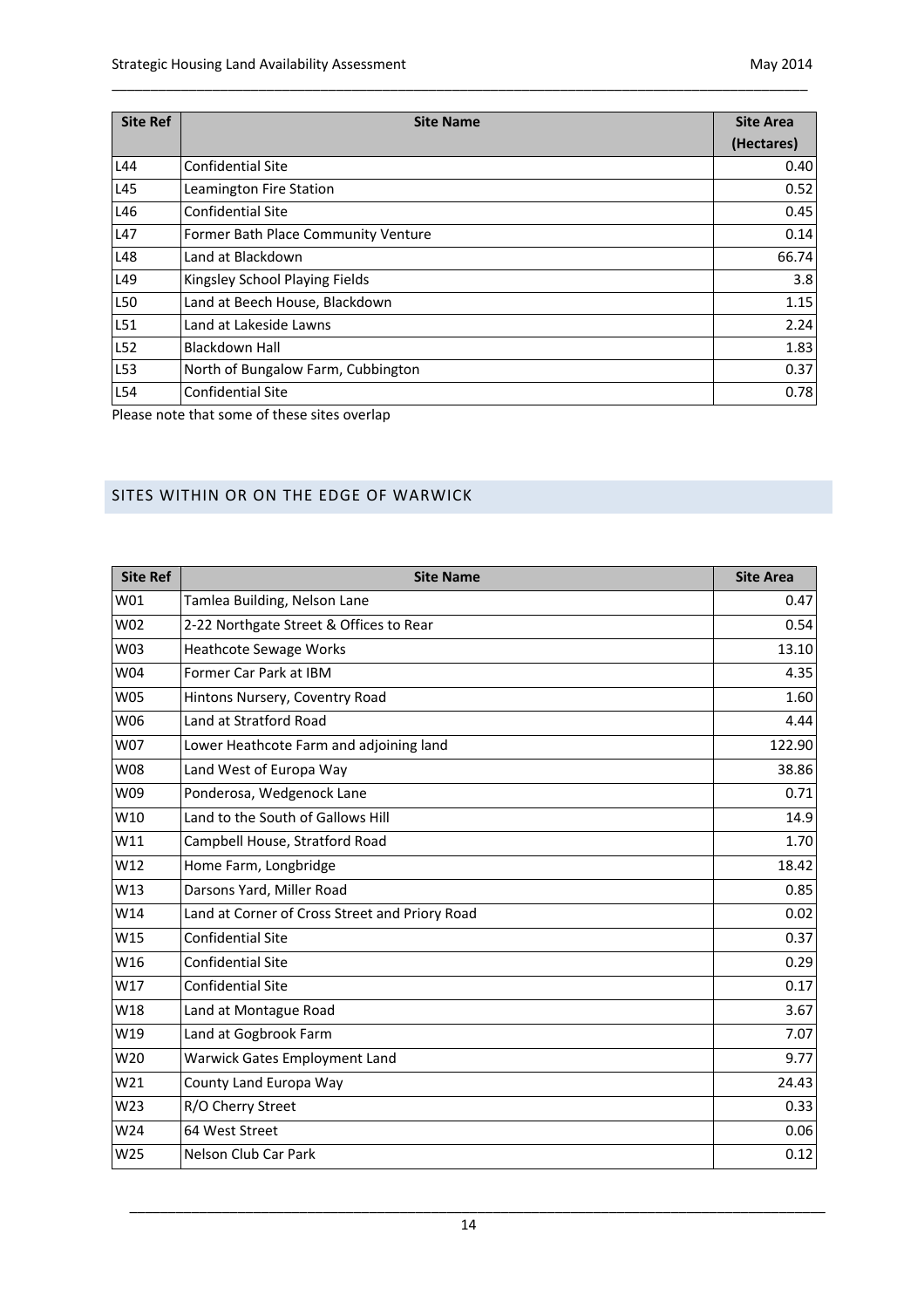| Site Ref | Site Name | Site Area (Hectares) |
|---|---|---|
| L44 | Confidential Site | 0.40 |
| L45 | Leamington Fire Station | 0.52 |
| L46 | Confidential Site | 0.45 |
| L47 | Former Bath Place Community Venture | 0.14 |
| L48 | Land at Blackdown | 66.74 |
| L49 | Kingsley School Playing Fields | 3.8 |
| L50 | Land at Beech House, Blackdown | 1.15 |
| L51 | Land at Lakeside Lawns | 2.24 |
| L52 | Blackdown Hall | 1.83 |
| L53 | North of Bungalow Farm, Cubbington | 0.37 |
| L54 | Confidential Site | 0.78 |

Please note that some of these sites overlap

## SITES WITHIN OR ON THE EDGE OF WARWICK

| Site Ref | Site Name | Site Area |
|---|---|---|
| W01 | Tamlea Building, Nelson Lane | 0.47 |
| W02 | 2-22 Northgate Street & Offices to Rear | 0.54 |
| W03 | Heathcote Sewage Works | 13.10 |
| W04 | Former Car Park at IBM | 4.35 |
| W05 | Hintons Nursery, Coventry Road | 1.60 |
| W06 | Land at Stratford Road | 4.44 |
| W07 | Lower Heathcote Farm and adjoining land | 122.90 |
| W08 | Land West of Europa Way | 38.86 |
| W09 | Ponderosa, Wedgenock Lane | 0.71 |
| W10 | Land to the South of Gallows Hill | 14.9 |
| W11 | Campbell House, Stratford Road | 1.70 |
| W12 | Home Farm, Longbridge | 18.42 |
| W13 | Darsons Yard, Miller Road | 0.85 |
| W14 | Land at Corner of Cross Street and Priory Road | 0.02 |
| W15 | Confidential Site | 0.37 |
| W16 | Confidential Site | 0.29 |
| W17 | Confidential Site | 0.17 |
| W18 | Land at Montague Road | 3.67 |
| W19 | Land at Gogbrook Farm | 7.07 |
| W20 | Warwick Gates Employment Land | 9.77 |
| W21 | County Land Europa Way | 24.43 |
| W23 | R/O Cherry Street | 0.33 |
| W24 | 64 West Street | 0.06 |
| W25 | Nelson Club Car Park | 0.12 |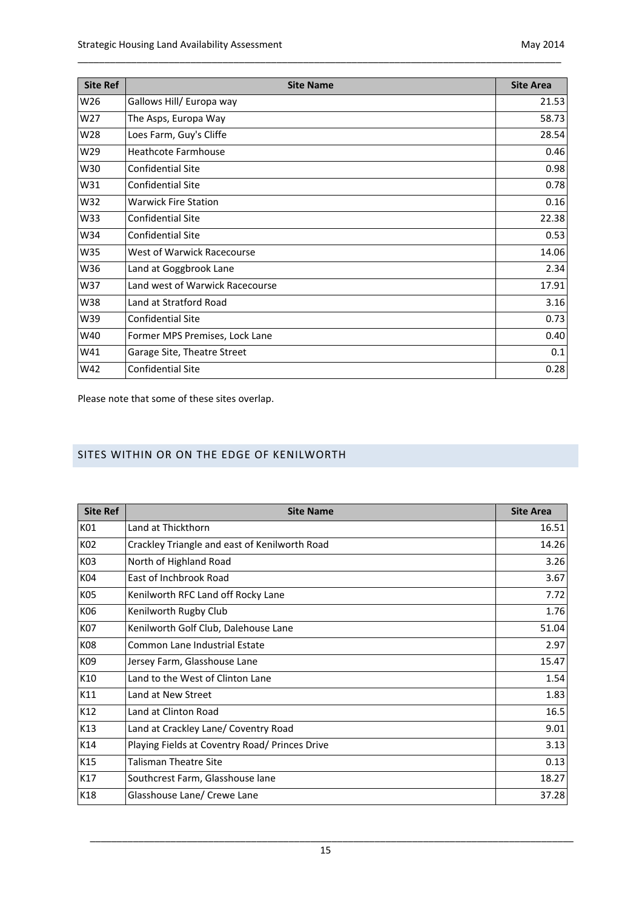| Site Ref | Site Name | Site Area |
|---|---|---|
| W26 | Gallows Hill/ Europa way | 21.53 |
| W27 | The Asps, Europa Way | 58.73 |
| W28 | Loes Farm, Guy's Cliffe | 28.54 |
| W29 | Heathcote Farmhouse | 0.46 |
| W30 | Confidential Site | 0.98 |
| W31 | Confidential Site | 0.78 |
| W32 | Warwick Fire Station | 0.16 |
| W33 | Confidential Site | 22.38 |
| W34 | Confidential Site | 0.53 |
| W35 | West of Warwick Racecourse | 14.06 |
| W36 | Land at Goggbrook Lane | 2.34 |
| W37 | Land west of Warwick Racecourse | 17.91 |
| W38 | Land at Stratford Road | 3.16 |
| W39 | Confidential Site | 0.73 |
| W40 | Former MPS Premises, Lock Lane | 0.40 |
| W41 | Garage Site, Theatre Street | 0.1 |
| W42 | Confidential Site | 0.28 |

Please note that some of these sites overlap.

## SITES WITHIN OR ON THE EDGE OF KENILWORTH

| Site Ref | Site Name | Site Area |
|---|---|---|
| K01 | Land at Thickthorn | 16.51 |
| K02 | Crackley Triangle and east of Kenilworth Road | 14.26 |
| K03 | North of Highland Road | 3.26 |
| K04 | East of Inchbrook Road | 3.67 |
| K05 | Kenilworth RFC Land off Rocky Lane | 7.72 |
| K06 | Kenilworth Rugby Club | 1.76 |
| K07 | Kenilworth Golf Club, Dalehouse Lane | 51.04 |
| K08 | Common Lane Industrial Estate | 2.97 |
| K09 | Jersey Farm, Glasshouse Lane | 15.47 |
| K10 | Land to the West of Clinton Lane | 1.54 |
| K11 | Land at New Street | 1.83 |
| K12 | Land at Clinton Road | 16.5 |
| K13 | Land at Crackley Lane/ Coventry Road | 9.01 |
| K14 | Playing Fields at Coventry Road/ Princes Drive | 3.13 |
| K15 | Talisman Theatre Site | 0.13 |
| K17 | Southcrest Farm, Glasshouse lane | 18.27 |
| K18 | Glasshouse Lane/ Crewe Lane | 37.28 |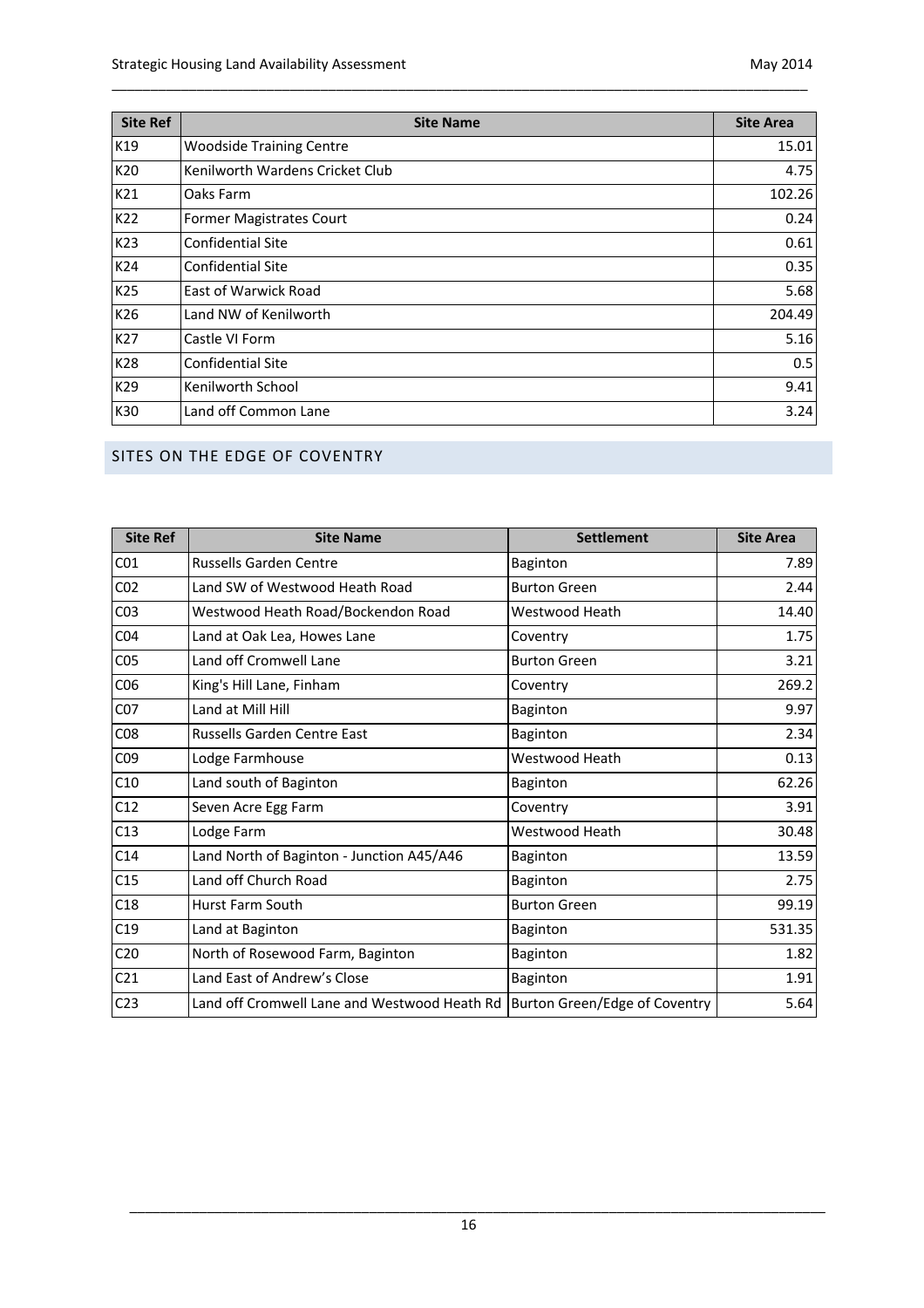| Site Ref | Site Name | Site Area |
| --- | --- | --- |
| K19 | Woodside Training Centre | 15.01 |
| K20 | Kenilworth Wardens Cricket Club | 4.75 |
| K21 | Oaks Farm | 102.26 |
| K22 | Former Magistrates Court | 0.24 |
| K23 | Confidential Site | 0.61 |
| K24 | Confidential Site | 0.35 |
| K25 | East of Warwick Road | 5.68 |
| K26 | Land NW of Kenilworth | 204.49 |
| K27 | Castle VI Form | 5.16 |
| K28 | Confidential Site | 0.5 |
| K29 | Kenilworth School | 9.41 |
| K30 | Land off Common Lane | 3.24 |

## SITES ON THE EDGE OF COVENTRY

| Site Ref | Site Name | Settlement | Site Area |
| --- | --- | --- | --- |
| C01 | Russells Garden Centre | Baginton | 7.89 |
| C02 | Land SW of Westwood Heath Road | Burton Green | 2.44 |
| C03 | Westwood Heath Road/Bockendon Road | Westwood Heath | 14.40 |
| C04 | Land at Oak Lea, Howes Lane | Coventry | 1.75 |
| C05 | Land off Cromwell Lane | Burton Green | 3.21 |
| C06 | King's Hill Lane, Finham | Coventry | 269.2 |
| C07 | Land at Mill Hill | Baginton | 9.97 |
| C08 | Russells Garden Centre East | Baginton | 2.34 |
| C09 | Lodge Farmhouse | Westwood Heath | 0.13 |
| C10 | Land south of Baginton | Baginton | 62.26 |
| C12 | Seven Acre Egg Farm | Coventry | 3.91 |
| C13 | Lodge Farm | Westwood Heath | 30.48 |
| C14 | Land North of Baginton - Junction A45/A46 | Baginton | 13.59 |
| C15 | Land off Church Road | Baginton | 2.75 |
| C18 | Hurst Farm South | Burton Green | 99.19 |
| C19 | Land at Baginton | Baginton | 531.35 |
| C20 | North of Rosewood Farm, Baginton | Baginton | 1.82 |
| C21 | Land East of Andrew's Close | Baginton | 1.91 |
| C23 | Land off Cromwell Lane and Westwood Heath Rd | Burton Green/Edge of Coventry | 5.64 |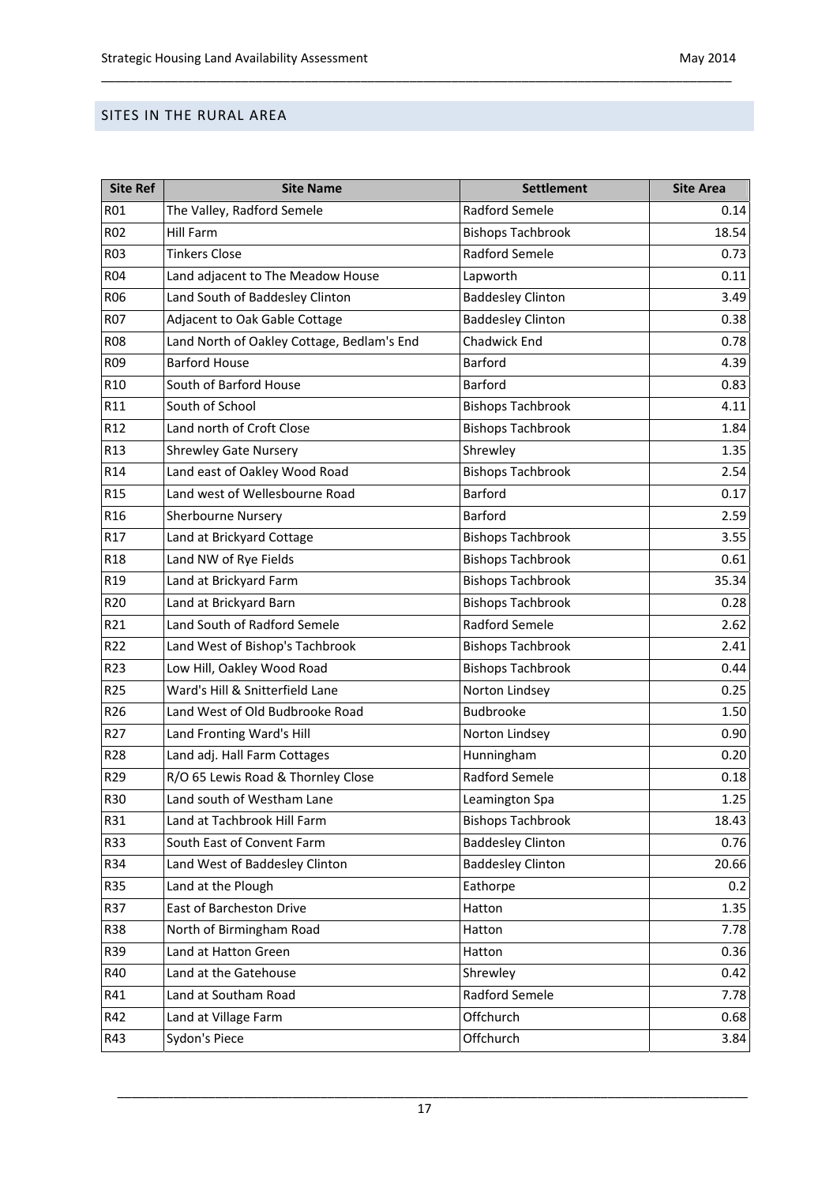## SITES IN THE RURAL AREA

| Site Ref | Site Name | Settlement | Site Area |
|---|---|---|---|
| R01 | The Valley, Radford Semele | Radford Semele | 0.14 |
| R02 | Hill Farm | Bishops Tachbrook | 18.54 |
| R03 | Tinkers Close | Radford Semele | 0.73 |
| R04 | Land adjacent to The Meadow House | Lapworth | 0.11 |
| R06 | Land South of Baddesley Clinton | Baddesley Clinton | 3.49 |
| R07 | Adjacent to Oak Gable Cottage | Baddesley Clinton | 0.38 |
| R08 | Land North of Oakley Cottage, Bedlam's End | Chadwick End | 0.78 |
| R09 | Barford House | Barford | 4.39 |
| R10 | South of Barford House | Barford | 0.83 |
| R11 | South of School | Bishops Tachbrook | 4.11 |
| R12 | Land north of Croft Close | Bishops Tachbrook | 1.84 |
| R13 | Shrewley Gate Nursery | Shrewley | 1.35 |
| R14 | Land east of Oakley Wood Road | Bishops Tachbrook | 2.54 |
| R15 | Land west of Wellesbourne Road | Barford | 0.17 |
| R16 | Sherbourne Nursery | Barford | 2.59 |
| R17 | Land at Brickyard Cottage | Bishops Tachbrook | 3.55 |
| R18 | Land NW of Rye Fields | Bishops Tachbrook | 0.61 |
| R19 | Land at Brickyard Farm | Bishops Tachbrook | 35.34 |
| R20 | Land at Brickyard Barn | Bishops Tachbrook | 0.28 |
| R21 | Land South of Radford Semele | Radford Semele | 2.62 |
| R22 | Land West of Bishop's Tachbrook | Bishops Tachbrook | 2.41 |
| R23 | Low Hill, Oakley Wood Road | Bishops Tachbrook | 0.44 |
| R25 | Ward's Hill & Snitterfield Lane | Norton Lindsey | 0.25 |
| R26 | Land West of Old Budbrooke Road | Budbrooke | 1.50 |
| R27 | Land Fronting Ward's Hill | Norton Lindsey | 0.90 |
| R28 | Land adj. Hall Farm Cottages | Hunningham | 0.20 |
| R29 | R/O 65 Lewis Road & Thornley Close | Radford Semele | 0.18 |
| R30 | Land south of Westham Lane | Leamington Spa | 1.25 |
| R31 | Land at Tachbrook Hill Farm | Bishops Tachbrook | 18.43 |
| R33 | South East of Convent Farm | Baddesley Clinton | 0.76 |
| R34 | Land West of Baddesley Clinton | Baddesley Clinton | 20.66 |
| R35 | Land at the Plough | Eathorpe | 0.2 |
| R37 | East of Barcheston Drive | Hatton | 1.35 |
| R38 | North of Birmingham Road | Hatton | 7.78 |
| R39 | Land at Hatton Green | Hatton | 0.36 |
| R40 | Land at the Gatehouse | Shrewley | 0.42 |
| R41 | Land at Southam Road | Radford Semele | 7.78 |
| R42 | Land at Village Farm | Offchurch | 0.68 |
| R43 | Sydon's Piece | Offchurch | 3.84 |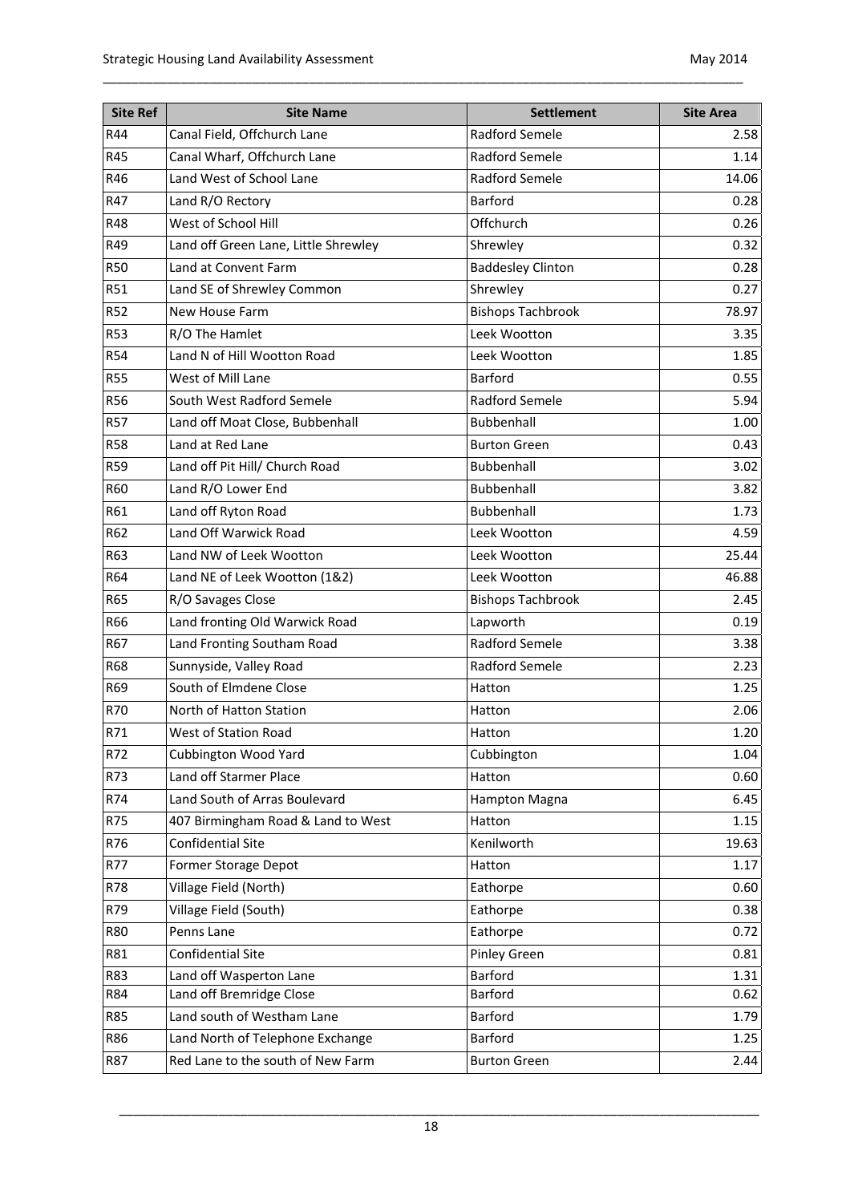| Site Ref | Site Name | Settlement | Site Area |
|---|---|---|---|
| R44 | Canal Field, Offchurch Lane | Radford Semele | 2.58 |
| R45 | Canal Wharf, Offchurch Lane | Radford Semele | 1.14 |
| R46 | Land West of School Lane | Radford Semele | 14.06 |
| R47 | Land R/O Rectory | Barford | 0.28 |
| R48 | West of School Hill | Offchurch | 0.26 |
| R49 | Land off Green Lane, Little Shrewley | Shrewley | 0.32 |
| R50 | Land at Convent Farm | Baddesley Clinton | 0.28 |
| R51 | Land SE of Shrewley Common | Shrewley | 0.27 |
| R52 | New House Farm | Bishops Tachbrook | 78.97 |
| R53 | R/O The Hamlet | Leek Wootton | 3.35 |
| R54 | Land N of Hill Wootton Road | Leek Wootton | 1.85 |
| R55 | West of Mill Lane | Barford | 0.55 |
| R56 | South West Radford Semele | Radford Semele | 5.94 |
| R57 | Land off Moat Close, Bubbenhall | Bubbenhall | 1.00 |
| R58 | Land at Red Lane | Burton Green | 0.43 |
| R59 | Land off Pit Hill/ Church Road | Bubbenhall | 3.02 |
| R60 | Land R/O Lower End | Bubbenhall | 3.82 |
| R61 | Land off Ryton Road | Bubbenhall | 1.73 |
| R62 | Land Off Warwick Road | Leek Wootton | 4.59 |
| R63 | Land NW of Leek Wootton | Leek Wootton | 25.44 |
| R64 | Land NE of Leek Wootton (1&2) | Leek Wootton | 46.88 |
| R65 | R/O Savages Close | Bishops Tachbrook | 2.45 |
| R66 | Land fronting Old Warwick Road | Lapworth | 0.19 |
| R67 | Land Fronting Southam Road | Radford Semele | 3.38 |
| R68 | Sunnyside, Valley Road | Radford Semele | 2.23 |
| R69 | South of Elmdene Close | Hatton | 1.25 |
| R70 | North of Hatton Station | Hatton | 2.06 |
| R71 | West of Station Road | Hatton | 1.20 |
| R72 | Cubbington Wood Yard | Cubbington | 1.04 |
| R73 | Land off Starmer Place | Hatton | 0.60 |
| R74 | Land South of Arras Boulevard | Hampton Magna | 6.45 |
| R75 | 407 Birmingham Road & Land to West | Hatton | 1.15 |
| R76 | Confidential Site | Kenilworth | 19.63 |
| R77 | Former Storage Depot | Hatton | 1.17 |
| R78 | Village Field (North) | Eathorpe | 0.60 |
| R79 | Village Field (South) | Eathorpe | 0.38 |
| R80 | Penns Lane | Eathorpe | 0.72 |
| R81 | Confidential Site | Pinley Green | 0.81 |
| R83 | Land off Wasperton Lane | Barford | 1.31 |
| R84 | Land off Bremridge Close | Barford | 0.62 |
| R85 | Land south of Westham Lane | Barford | 1.79 |
| R86 | Land North of Telephone Exchange | Barford | 1.25 |
| R87 | Red Lane to the south of New Farm | Burton Green | 2.44 |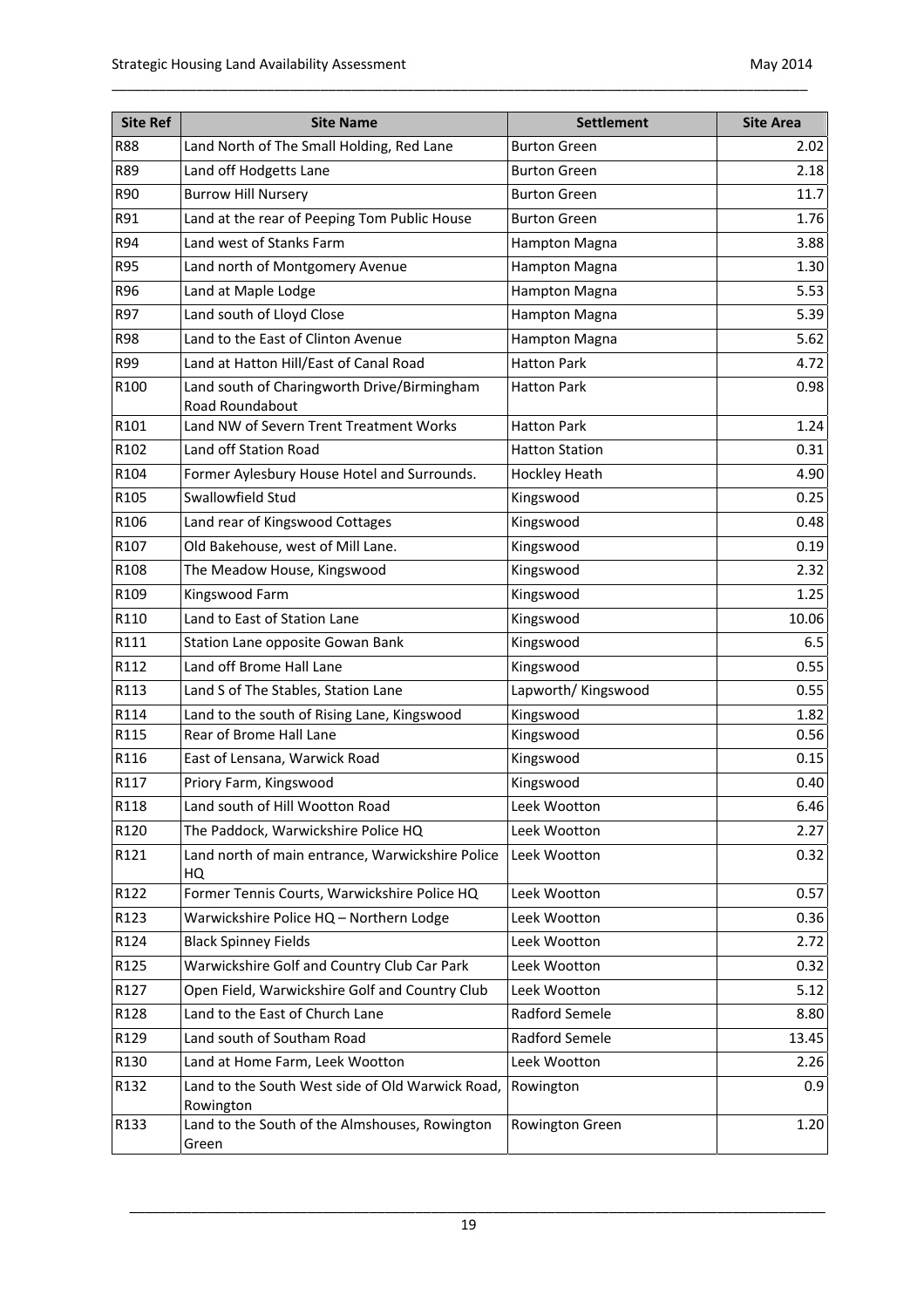| Site Ref | Site Name | Settlement | Site Area |
|---|---|---|---|
| R88 | Land North of The Small Holding, Red Lane | Burton Green | 2.02 |
| R89 | Land off Hodgetts Lane | Burton Green | 2.18 |
| R90 | Burrow Hill Nursery | Burton Green | 11.7 |
| R91 | Land at the rear of Peeping Tom Public House | Burton Green | 1.76 |
| R94 | Land west of Stanks Farm | Hampton Magna | 3.88 |
| R95 | Land north of Montgomery Avenue | Hampton Magna | 1.30 |
| R96 | Land at Maple Lodge | Hampton Magna | 5.53 |
| R97 | Land south of Lloyd Close | Hampton Magna | 5.39 |
| R98 | Land to the East of Clinton Avenue | Hampton Magna | 5.62 |
| R99 | Land at Hatton Hill/East of Canal Road | Hatton Park | 4.72 |
| R100 | Land south of Charingworth Drive/Birmingham Road Roundabout | Hatton Park | 0.98 |
| R101 | Land NW of Severn Trent Treatment Works | Hatton Park | 1.24 |
| R102 | Land off Station Road | Hatton Station | 0.31 |
| R104 | Former Aylesbury House Hotel and Surrounds. | Hockley Heath | 4.90 |
| R105 | Swallowfield Stud | Kingswood | 0.25 |
| R106 | Land rear of Kingswood Cottages | Kingswood | 0.48 |
| R107 | Old Bakehouse, west of Mill Lane. | Kingswood | 0.19 |
| R108 | The Meadow House, Kingswood | Kingswood | 2.32 |
| R109 | Kingswood Farm | Kingswood | 1.25 |
| R110 | Land to East of Station Lane | Kingswood | 10.06 |
| R111 | Station Lane opposite Gowan Bank | Kingswood | 6.5 |
| R112 | Land off Brome Hall Lane | Kingswood | 0.55 |
| R113 | Land S of The Stables, Station Lane | Lapworth/ Kingswood | 0.55 |
| R114 | Land to the south of Rising Lane, Kingswood | Kingswood | 1.82 |
| R115 | Rear of Brome Hall Lane | Kingswood | 0.56 |
| R116 | East of Lensana, Warwick Road | Kingswood | 0.15 |
| R117 | Priory Farm, Kingswood | Kingswood | 0.40 |
| R118 | Land south of Hill Wootton Road | Leek Wootton | 6.46 |
| R120 | The Paddock, Warwickshire Police HQ | Leek Wootton | 2.27 |
| R121 | Land north of main entrance, Warwickshire Police HQ | Leek Wootton | 0.32 |
| R122 | Former Tennis Courts, Warwickshire Police HQ | Leek Wootton | 0.57 |
| R123 | Warwickshire Police HQ – Northern Lodge | Leek Wootton | 0.36 |
| R124 | Black Spinney Fields | Leek Wootton | 2.72 |
| R125 | Warwickshire Golf and Country Club Car Park | Leek Wootton | 0.32 |
| R127 | Open Field, Warwickshire Golf and Country Club | Leek Wootton | 5.12 |
| R128 | Land to the East of Church Lane | Radford Semele | 8.80 |
| R129 | Land south of Southam Road | Radford Semele | 13.45 |
| R130 | Land at Home Farm, Leek Wootton | Leek Wootton | 2.26 |
| R132 | Land to the South West side of Old Warwick Road, Rowington | Rowington | 0.9 |
| R133 | Land to the South of the Almshouses, Rowington Green | Rowington Green | 1.20 |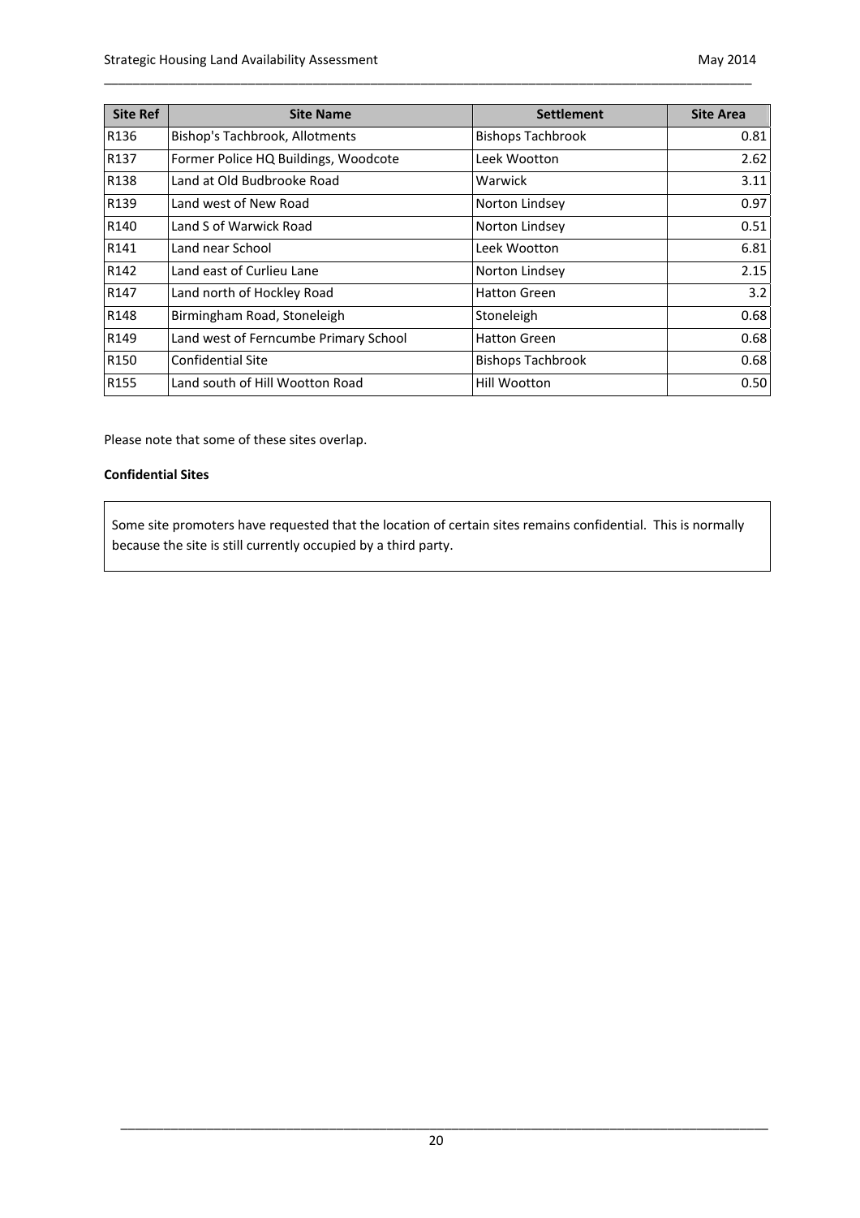| Site Ref | Site Name | Settlement | Site Area |
|---|---|---|---|
| R136 | Bishop's Tachbrook, Allotments | Bishops Tachbrook | 0.81 |
| R137 | Former Police HQ Buildings, Woodcote | Leek Wootton | 2.62 |
| R138 | Land at Old Budbrooke Road | Warwick | 3.11 |
| R139 | Land west of New Road | Norton Lindsey | 0.97 |
| R140 | Land S of Warwick Road | Norton Lindsey | 0.51 |
| R141 | Land near School | Leek Wootton | 6.81 |
| R142 | Land east of Curlieu Lane | Norton Lindsey | 2.15 |
| R147 | Land north of Hockley Road | Hatton Green | 3.2 |
| R148 | Birmingham Road, Stoneleigh | Stoneleigh | 0.68 |
| R149 | Land west of Ferncumbe Primary School | Hatton Green | 0.68 |
| R150 | Confidential Site | Bishops Tachbrook | 0.68 |
| R155 | Land south of Hill Wootton Road | Hill Wootton | 0.50 |

Please note that some of these sites overlap.

**Confidential Sites**

Some site promoters have requested that the location of certain sites remains confidential. This is normally because the site is still currently occupied by a third party.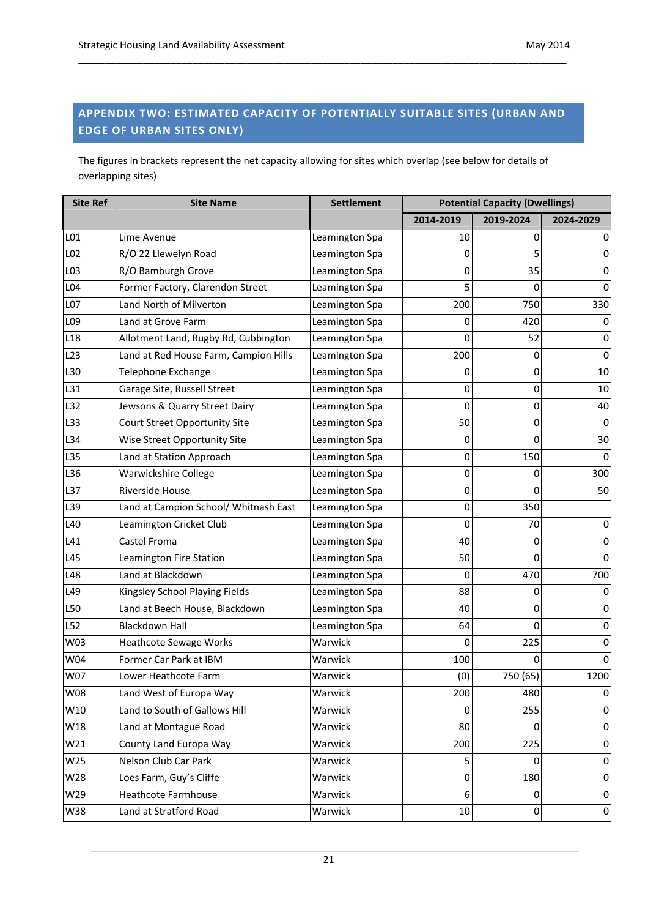## APPENDIX TWO: ESTIMATED CAPACITY OF POTENTIALLY SUITABLE SITES (URBAN AND EDGE OF URBAN SITES ONLY)

The figures in brackets represent the net capacity allowing for sites which overlap (see below for details of overlapping sites)

| Site Ref | Site Name | Settlement | Potential Capacity (Dwellings) | | |
|---|---|---|---|---|---|
| | | | 2014-2019 | 2019-2024 | 2024-2029 |
| L01 | Lime Avenue | Leamington Spa | 10 | 0 | 0 |
| L02 | R/O 22 Llewelyn Road | Leamington Spa | 0 | 5 | 0 |
| L03 | R/O Bamburgh Grove | Leamington Spa | 0 | 35 | 0 |
| L04 | Former Factory, Clarendon Street | Leamington Spa | 5 | 0 | 0 |
| L07 | Land North of Milverton | Leamington Spa | 200 | 750 | 330 |
| L09 | Land at Grove Farm | Leamington Spa | 0 | 420 | 0 |
| L18 | Allotment Land, Rugby Rd, Cubbington | Leamington Spa | 0 | 52 | 0 |
| L23 | Land at Red House Farm, Campion Hills | Leamington Spa | 200 | 0 | 0 |
| L30 | Telephone Exchange | Leamington Spa | 0 | 0 | 10 |
| L31 | Garage Site, Russell Street | Leamington Spa | 0 | 0 | 10 |
| L32 | Jewsons & Quarry Street Dairy | Leamington Spa | 0 | 0 | 40 |
| L33 | Court Street Opportunity Site | Leamington Spa | 50 | 0 | 0 |
| L34 | Wise Street Opportunity Site | Leamington Spa | 0 | 0 | 30 |
| L35 | Land at Station Approach | Leamington Spa | 0 | 150 | 0 |
| L36 | Warwickshire College | Leamington Spa | 0 | 0 | 300 |
| L37 | Riverside House | Leamington Spa | 0 | 0 | 50 |
| L39 | Land at Campion School/ Whitnash East | Leamington Spa | 0 | 350 | |
| L40 | Leamington Cricket Club | Leamington Spa | 0 | 70 | 0 |
| L41 | Castel Froma | Leamington Spa | 40 | 0 | 0 |
| L45 | Leamington Fire Station | Leamington Spa | 50 | 0 | 0 |
| L48 | Land at Blackdown | Leamington Spa | 0 | 470 | 700 |
| L49 | Kingsley School Playing Fields | Leamington Spa | 88 | 0 | 0 |
| L50 | Land at Beech House, Blackdown | Leamington Spa | 40 | 0 | 0 |
| L52 | Blackdown Hall | Leamington Spa | 64 | 0 | 0 |
| W03 | Heathcote Sewage Works | Warwick | 0 | 225 | 0 |
| W04 | Former Car Park at IBM | Warwick | 100 | 0 | 0 |
| W07 | Lower Heathcote Farm | Warwick | (0) | 750 (65) | 1200 |
| W08 | Land West of Europa Way | Warwick | 200 | 480 | 0 |
| W10 | Land to South of Gallows Hill | Warwick | 0 | 255 | 0 |
| W18 | Land at Montague Road | Warwick | 80 | 0 | 0 |
| W21 | County Land Europa Way | Warwick | 200 | 225 | 0 |
| W25 | Nelson Club Car Park | Warwick | 5 | 0 | 0 |
| W28 | Loes Farm, Guy's Cliffe | Warwick | 0 | 180 | 0 |
| W29 | Heathcote Farmhouse | Warwick | 6 | 0 | 0 |
| W38 | Land at Stratford Road | Warwick | 10 | 0 | 0 |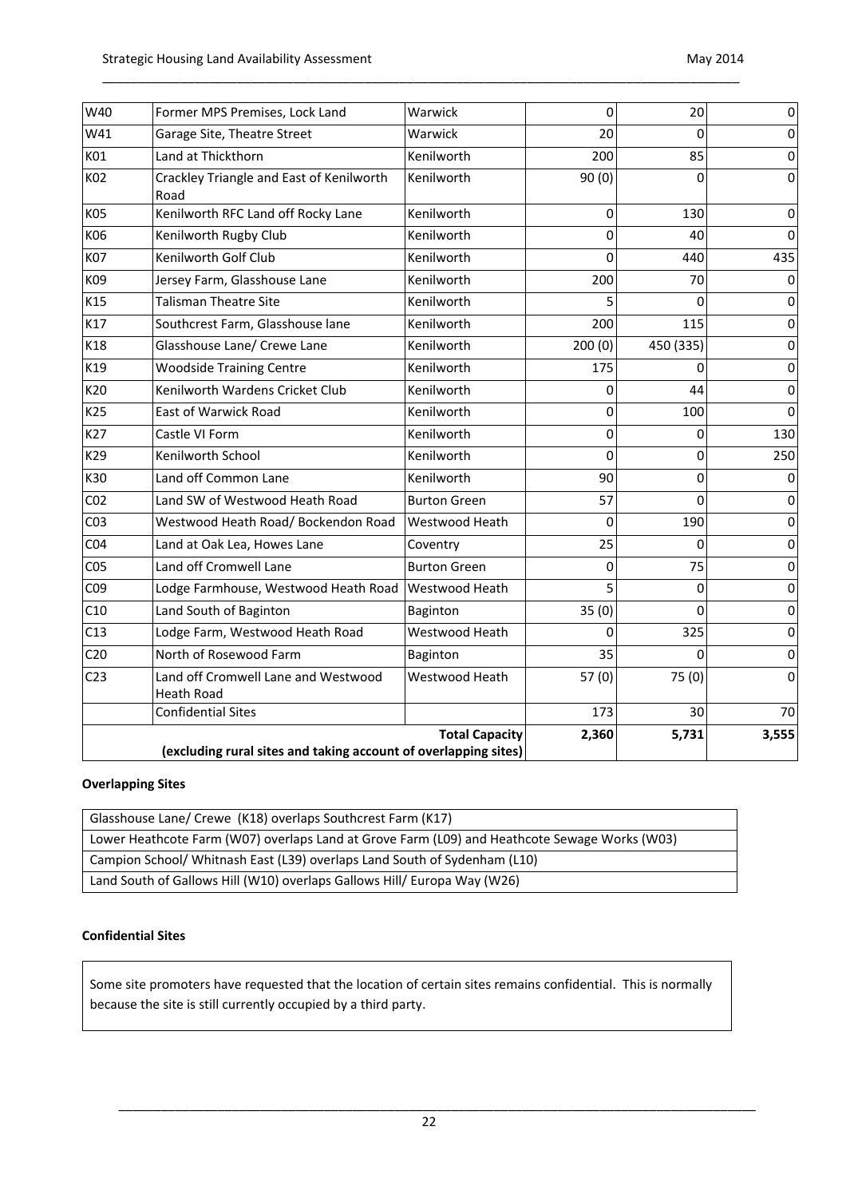| | | | | | |
|---|---|---|---|---|---|
| W40 | Former MPS Premises, Lock Land | Warwick | 0 | 20 | 0 |
| W41 | Garage Site, Theatre Street | Warwick | 20 | 0 | 0 |
| K01 | Land at Thickthorn | Kenilworth | 200 | 85 | 0 |
| K02 | Crackley Triangle and East of Kenilworth Road | Kenilworth | 90 (0) | 0 | 0 |
| K05 | Kenilworth RFC Land off Rocky Lane | Kenilworth | 0 | 130 | 0 |
| K06 | Kenilworth Rugby Club | Kenilworth | 0 | 40 | 0 |
| K07 | Kenilworth Golf Club | Kenilworth | 0 | 440 | 435 |
| K09 | Jersey Farm, Glasshouse Lane | Kenilworth | 200 | 70 | 0 |
| K15 | Talisman Theatre Site | Kenilworth | 5 | 0 | 0 |
| K17 | Southcrest Farm, Glasshouse lane | Kenilworth | 200 | 115 | 0 |
| K18 | Glasshouse Lane/ Crewe Lane | Kenilworth | 200 (0) | 450 (335) | 0 |
| K19 | Woodside Training Centre | Kenilworth | 175 | 0 | 0 |
| K20 | Kenilworth Wardens Cricket Club | Kenilworth | 0 | 44 | 0 |
| K25 | East of Warwick Road | Kenilworth | 0 | 100 | 0 |
| K27 | Castle VI Form | Kenilworth | 0 | 0 | 130 |
| K29 | Kenilworth School | Kenilworth | 0 | 0 | 250 |
| K30 | Land off Common Lane | Kenilworth | 90 | 0 | 0 |
| C02 | Land SW of Westwood Heath Road | Burton Green | 57 | 0 | 0 |
| C03 | Westwood Heath Road/ Bockendon Road | Westwood Heath | 0 | 190 | 0 |
| C04 | Land at Oak Lea, Howes Lane | Coventry | 25 | 0 | 0 |
| C05 | Land off Cromwell Lane | Burton Green | 0 | 75 | 0 |
| C09 | Lodge Farmhouse, Westwood Heath Road | Westwood Heath | 5 | 0 | 0 |
| C10 | Land South of Baginton | Baginton | 35 (0) | 0 | 0 |
| C13 | Lodge Farm, Westwood Heath Road | Westwood Heath | 0 | 325 | 0 |
| C20 | North of Rosewood Farm | Baginton | 35 | 0 | 0 |
| C23 | Land off Cromwell Lane and Westwood Heath Road | Westwood Heath | 57 (0) | 75 (0) | 0 |
| | Confidential Sites | | 173 | 30 | 70 |
| | | **Total Capacity (excluding rural sites and taking account of overlapping sites)** | **2,360** | **5,731** | **3,555** |

**Overlapping Sites**

| |
|---|
| Glasshouse Lane/ Crewe (K18) overlaps Southcrest Farm (K17) |
| Lower Heathcote Farm (W07) overlaps Land at Grove Farm (L09) and Heathcote Sewage Works (W03) |
| Campion School/ Whitnash East (L39) overlaps Land South of Sydenham (L10) |
| Land South of Gallows Hill (W10) overlaps Gallows Hill/ Europa Way (W26) |

**Confidential Sites**

Some site promoters have requested that the location of certain sites remains confidential. This is normally because the site is still currently occupied by a third party.